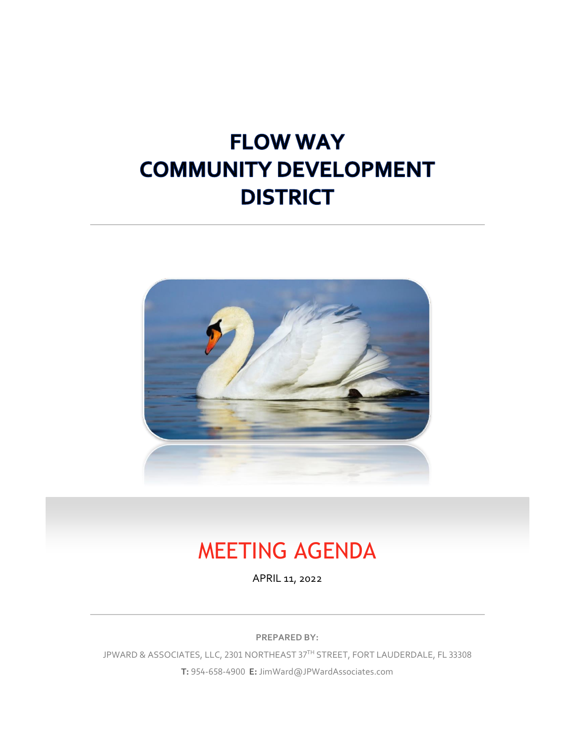# FLOW WAY COMMUNITY DEVELOPMENT DISTRICT

## MEETING AGENDA

APRIL 11, 2022

**PREPARED BY:**

JPWARD & ASSOCIATES, LLC, 2301 NORTHEAST 37TH STREET, FORT LAUDERDALE, FL 33308

**T:** 954-658-4900 **E:** JimWard@JPWardAssociates.com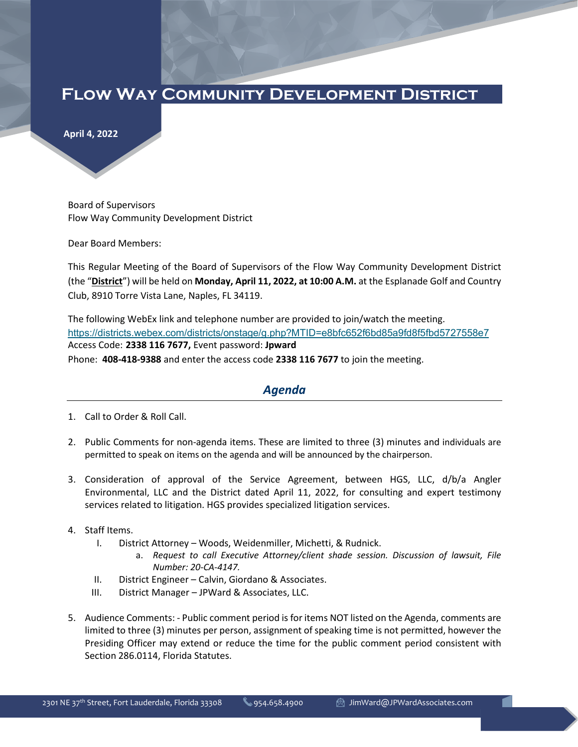# Flow Way Community Development District

**April 4, 2022**

Board of Supervisors
Flow Way Community Development District

Dear Board Members:

This Regular Meeting of the Board of Supervisors of the Flow Way Community Development District (the "**District**") will be held on **Monday, April 11, 2022, at 10:00 A.M.** at the Esplanade Golf and Country Club, 8910 Torre Vista Lane, Naples, FL 34119.

The following WebEx link and telephone number are provided to join/watch the meeting.
https://districts.webex.com/districts/onstage/g.php?MTID=e8bfc652f6bd85a9fd8f5fbd5727558e7
Access Code: **2338 116 7677,** Event password: **Jpward**
Phone: **408-418-9388** and enter the access code **2338 116 7677** to join the meeting.

## *Agenda*

1. Call to Order & Roll Call.

2. Public Comments for non-agenda items. These are limited to three (3) minutes and individuals are permitted to speak on items on the agenda and will be announced by the chairperson.

3. Consideration of approval of the Service Agreement, between HGS, LLC, d/b/a Angler Environmental, LLC and the District dated April 11, 2022, for consulting and expert testimony services related to litigation. HGS provides specialized litigation services.

4. Staff Items.
   - I. District Attorney – Woods, Weidenmiller, Michetti, & Rudnick.
     - a. *Request to call Executive Attorney/client shade session. Discussion of lawsuit, File Number: 20-CA-4147.*
   - II. District Engineer – Calvin, Giordano & Associates.
   - III. District Manager – JPWard & Associates, LLC.

5. Audience Comments: - Public comment period is for items NOT listed on the Agenda, comments are limited to three (3) minutes per person, assignment of speaking time is not permitted, however the Presiding Officer may extend or reduce the time for the public comment period consistent with Section 286.0114, Florida Statutes.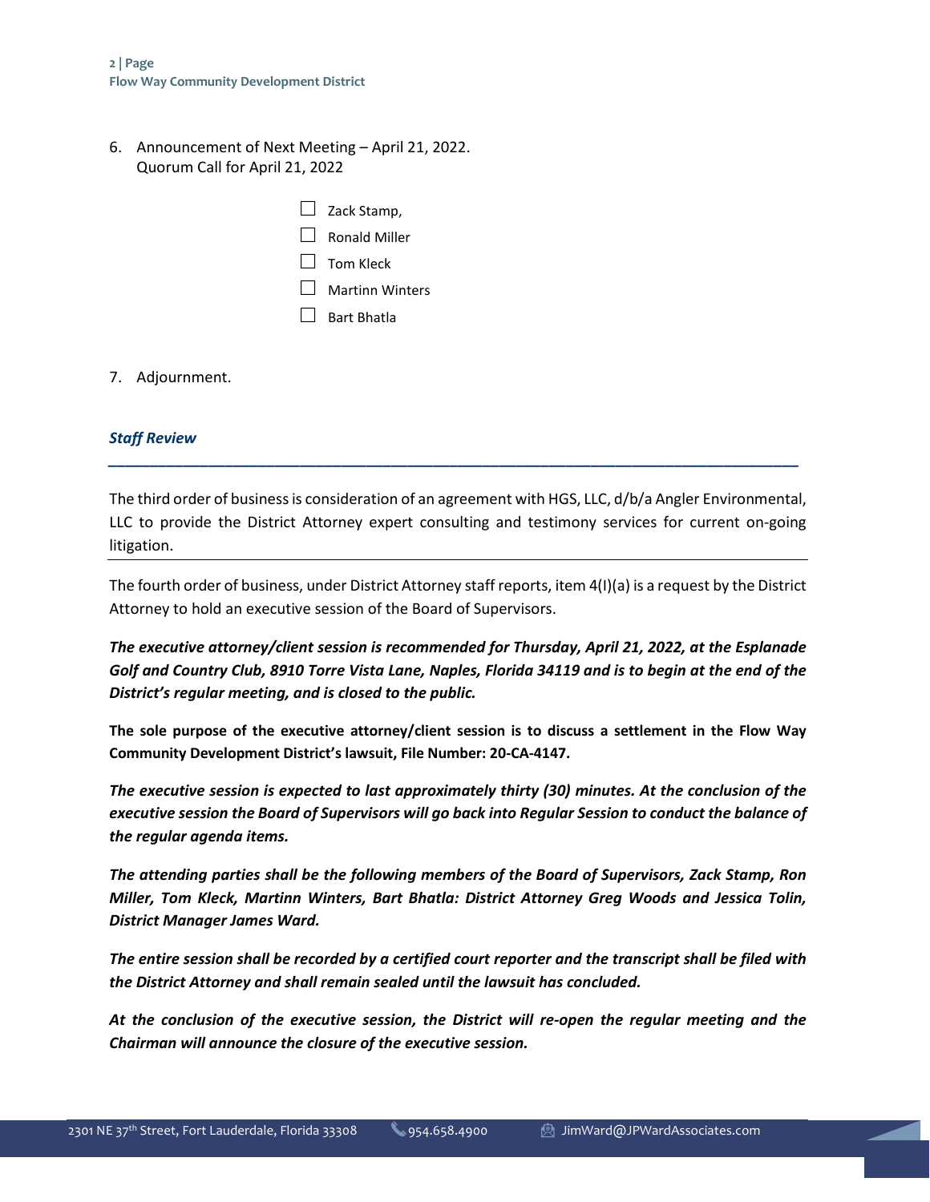6. Announcement of Next Meeting – April 21, 2022.
   Quorum Call for April 21, 2022

   - ☐ Zack Stamp,
   - ☐ Ronald Miller
   - ☐ Tom Kleck
   - ☐ Martinn Winters
   - ☐ Bart Bhatla

7. Adjournment.

***Staff Review***

---

The third order of business is consideration of an agreement with HGS, LLC, d/b/a Angler Environmental, LLC to provide the District Attorney expert consulting and testimony services for current on-going litigation.

---

The fourth order of business, under District Attorney staff reports, item 4(I)(a) is a request by the District Attorney to hold an executive session of the Board of Supervisors.

***The executive attorney/client session is recommended for Thursday, April 21, 2022, at the Esplanade Golf and Country Club, 8910 Torre Vista Lane, Naples, Florida 34119 and is to begin at the end of the District's regular meeting, and is closed to the public.***

**The sole purpose of the executive attorney/client session is to discuss a settlement in the Flow Way Community Development District's lawsuit, File Number: 20-CA-4147.**

***The executive session is expected to last approximately thirty (30) minutes. At the conclusion of the executive session the Board of Supervisors will go back into Regular Session to conduct the balance of the regular agenda items.***

***The attending parties shall be the following members of the Board of Supervisors, Zack Stamp, Ron Miller, Tom Kleck, Martinn Winters, Bart Bhatla: District Attorney Greg Woods and Jessica Tolin, District Manager James Ward.***

***The entire session shall be recorded by a certified court reporter and the transcript shall be filed with the District Attorney and shall remain sealed until the lawsuit has concluded.***

***At the conclusion of the executive session, the District will re-open the regular meeting and the Chairman will announce the closure of the executive session.***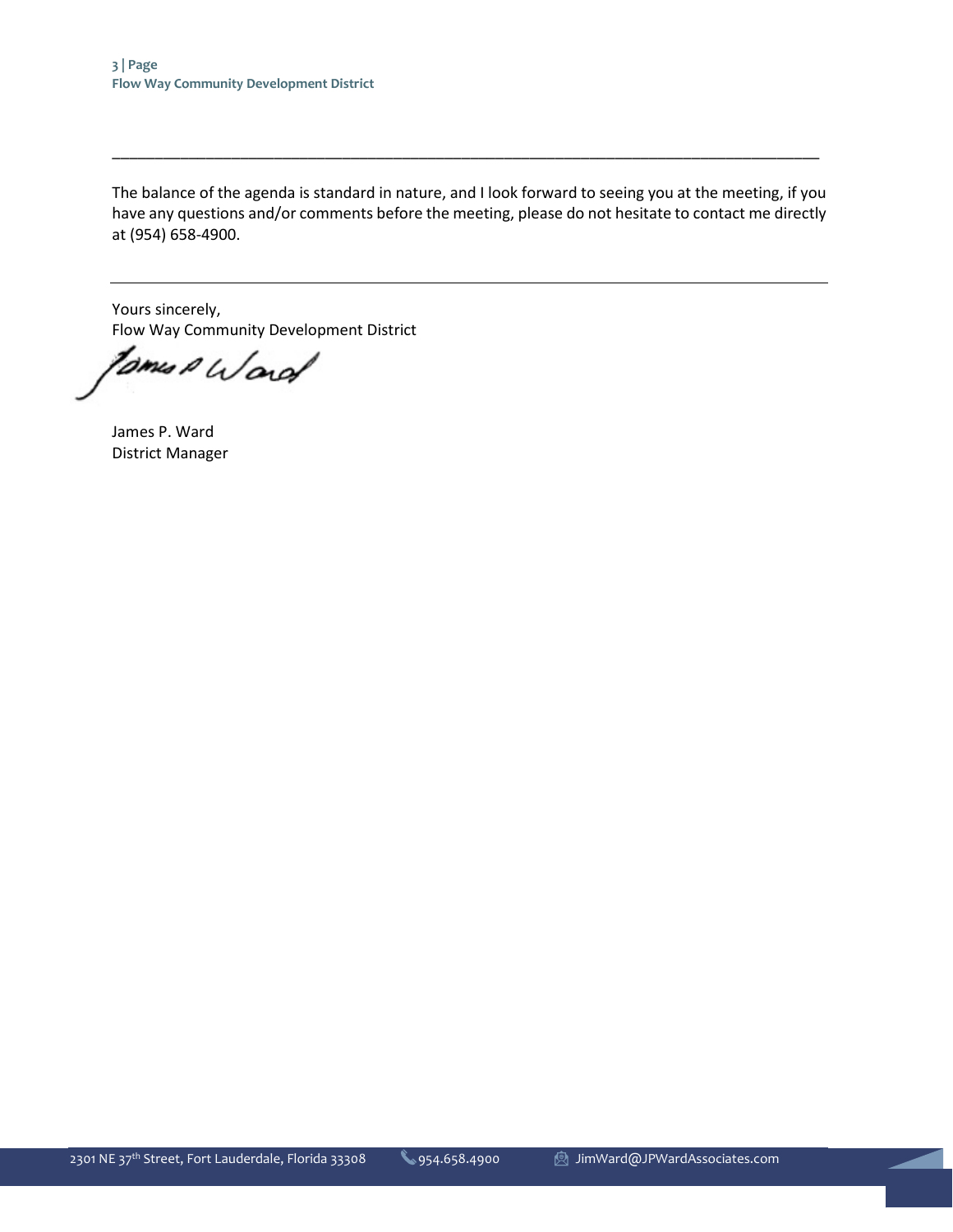The balance of the agenda is standard in nature, and I look forward to seeing you at the meeting, if you have any questions and/or comments before the meeting, please do not hesitate to contact me directly at (954) 658-4900.

---

Yours sincerely,
Flow Way Community Development District

James P. Ward
District Manager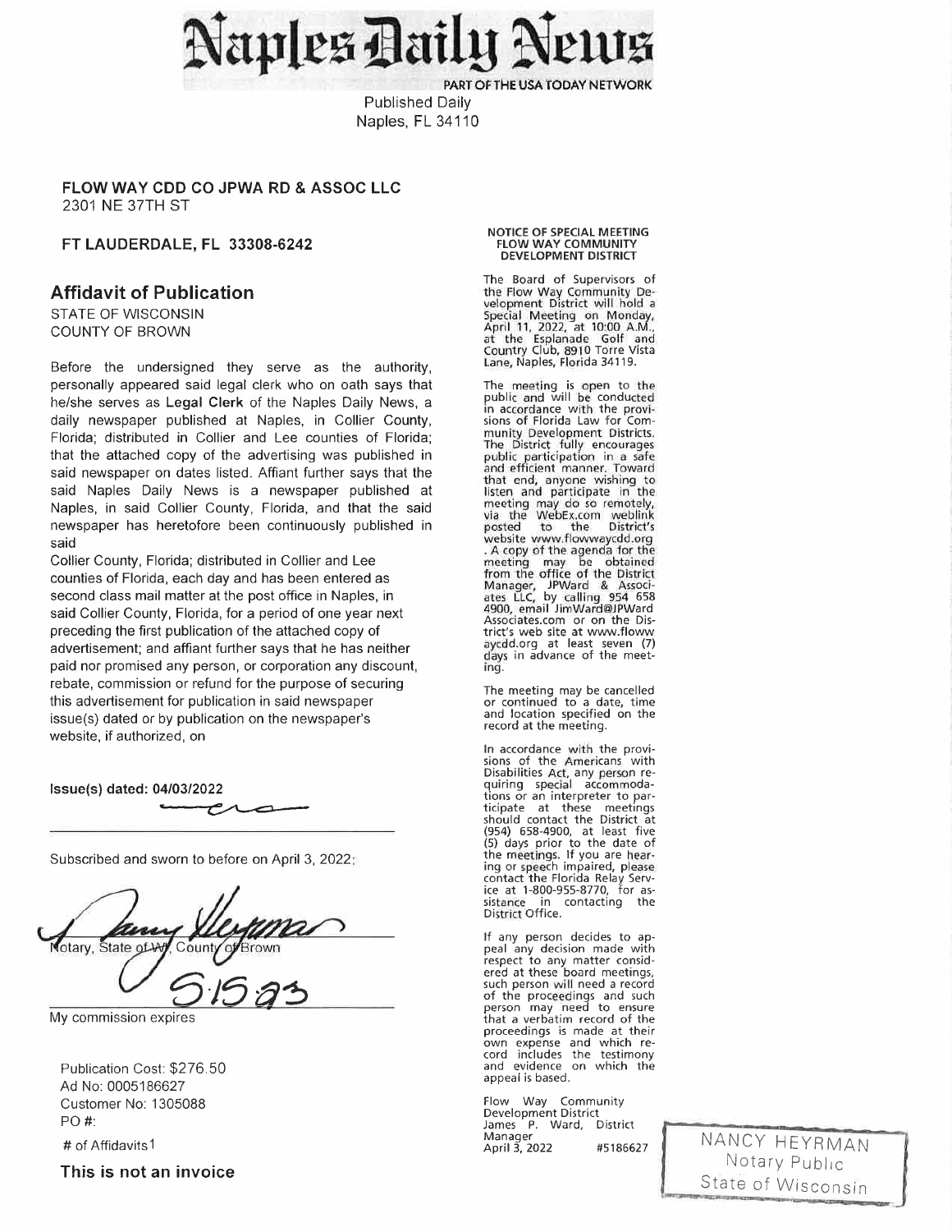# Naples Daily News

PART OF THE USA TODAY NETWORK

Published Daily
Naples, FL 34110

**FLOW WAY CDD CO JPWA RD & ASSOC LLC**
2301 NE 37TH ST

**FT LAUDERDALE, FL 33308-6242**

## Affidavit of Publication

STATE OF WISCONSIN
COUNTY OF BROWN

Before the undersigned they serve as the authority, personally appeared said legal clerk who on oath says that he/she serves as **Legal Clerk** of the Naples Daily News, a daily newspaper published at Naples, in Collier County, Florida; distributed in Collier and Lee counties of Florida; that the attached copy of the advertising was published in said newspaper on dates listed. Affiant further says that the said Naples Daily News is a newspaper published at Naples, in said Collier County, Florida, and that the said newspaper has heretofore been continuously published in said
Collier County, Florida; distributed in Collier and Lee counties of Florida, each day and has been entered as second class mail matter at the post office in Naples, in said Collier County, Florida, for a period of one year next preceding the first publication of the attached copy of advertisement; and affiant further says that he has neither paid nor promised any person, or corporation any discount, rebate, commission or refund for the purpose of securing this advertisement for publication in said newspaper issue(s) dated or by publication on the newspaper's website, if authorized, on

**Issue(s) dated: 04/03/2022**

Subscribed and sworn to before on April 3, 2022:

Notary, State of WI, County of Brown

5.15.23

My commission expires

Publication Cost: $276.50
Ad No: 0005186627
Customer No: 1305088
PO #:
# of Affidavits 1

**This is not an invoice**

**NOTICE OF SPECIAL MEETING**
**FLOW WAY COMMUNITY DEVELOPMENT DISTRICT**

The Board of Supervisors of the Flow Way Community Development District will hold a Special Meeting on Monday, April 11, 2022, at 10:00 A.M., at the Esplanade Golf and Country Club, 8910 Torre Vista Lane, Naples, Florida 34119.

The meeting is open to the public and will be conducted in accordance with the provisions of Florida Law for Community Development Districts. The District fully encourages public participation in a safe and efficient manner. Toward that end, anyone wishing to listen and participate in the meeting may do so remotely, via the WebEx.com weblink posted to the District's website www.flowwaycdd.org . A copy of the agenda for the meeting may be obtained from the office of the District Manager, JPWard & Associates LLC, by calling 954 658 4900, email JimWard@JPWardAssociates.com or on the District's web site at www.flowwaycdd.org at least seven (7) days in advance of the meeting.

The meeting may be cancelled or continued to a date, time and location specified on the record at the meeting.

In accordance with the provisions of the Americans with Disabilities Act, any person requiring special accommodations or an interpreter to participate at these meetings should contact the District at (954) 658-4900, at least five (5) days prior to the date of the meetings. If you are hearing or speech impaired, please contact the Florida Relay Service at 1-800-955-8770, for assistance in contacting the District Office.

If any person decides to appeal any decision made with respect to any matter considered at these board meetings, such person will need a record of the proceedings and such person may need to ensure that a verbatim record of the proceedings is made at their own expense and which record includes the testimony and evidence on which the appeal is based.

Flow Way Community Development District
James P. Ward, District Manager
April 3, 2022 #5186627

NANCY HEYRMAN
Notary Public
State of Wisconsin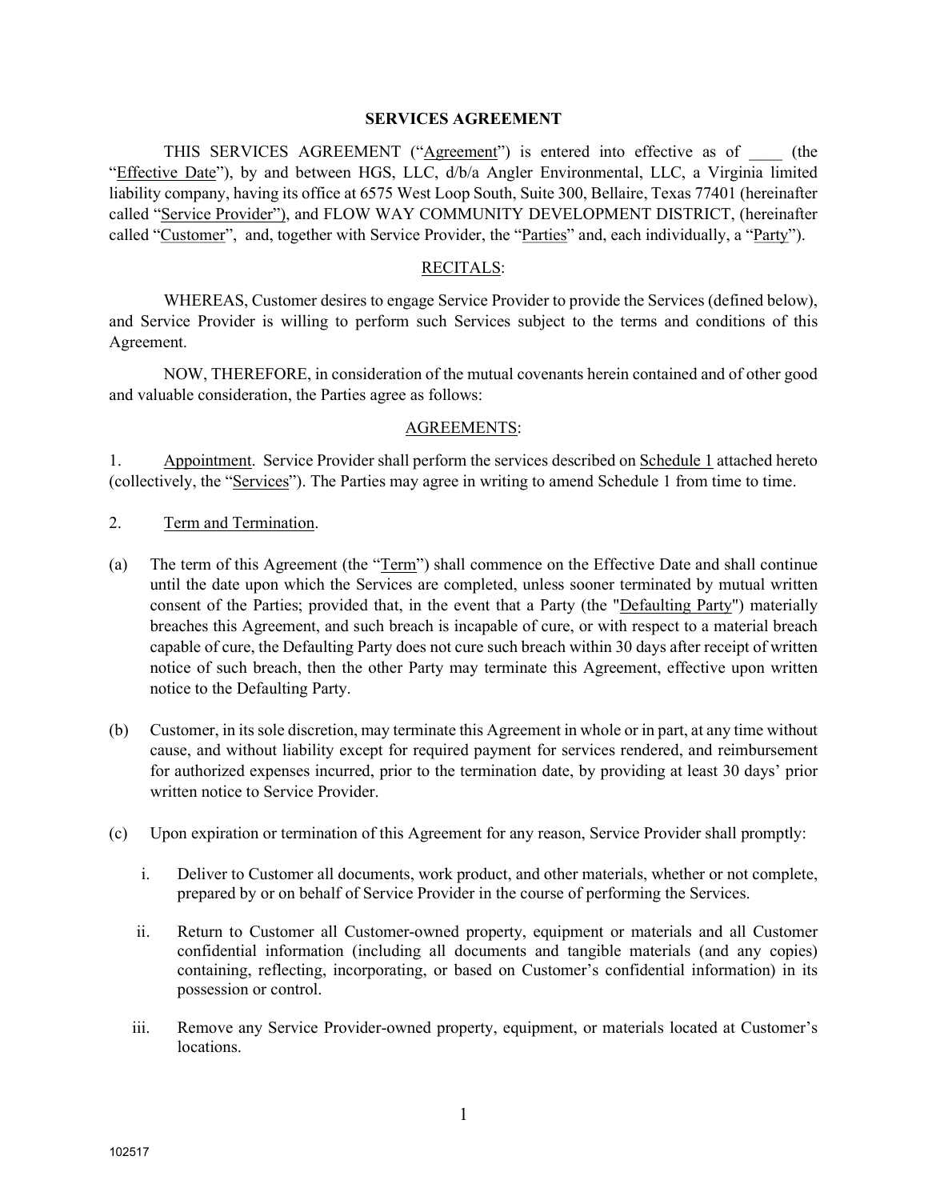# SERVICES AGREEMENT

THIS SERVICES AGREEMENT ("Agreement") is entered into effective as of ____ (the "Effective Date"), by and between HGS, LLC, d/b/a Angler Environmental, LLC, a Virginia limited liability company, having its office at 6575 West Loop South, Suite 300, Bellaire, Texas 77401 (hereinafter called "Service Provider"), and FLOW WAY COMMUNITY DEVELOPMENT DISTRICT, (hereinafter called "Customer", and, together with Service Provider, the "Parties" and, each individually, a "Party").

## RECITALS:

WHEREAS, Customer desires to engage Service Provider to provide the Services (defined below), and Service Provider is willing to perform such Services subject to the terms and conditions of this Agreement.

NOW, THEREFORE, in consideration of the mutual covenants herein contained and of other good and valuable consideration, the Parties agree as follows:

## AGREEMENTS:

1. Appointment. Service Provider shall perform the services described on Schedule 1 attached hereto (collectively, the "Services"). The Parties may agree in writing to amend Schedule 1 from time to time.

2. Term and Termination.

(a) The term of this Agreement (the "Term") shall commence on the Effective Date and shall continue until the date upon which the Services are completed, unless sooner terminated by mutual written consent of the Parties; provided that, in the event that a Party (the "Defaulting Party") materially breaches this Agreement, and such breach is incapable of cure, or with respect to a material breach capable of cure, the Defaulting Party does not cure such breach within 30 days after receipt of written notice of such breach, then the other Party may terminate this Agreement, effective upon written notice to the Defaulting Party.

(b) Customer, in its sole discretion, may terminate this Agreement in whole or in part, at any time without cause, and without liability except for required payment for services rendered, and reimbursement for authorized expenses incurred, prior to the termination date, by providing at least 30 days' prior written notice to Service Provider.

(c) Upon expiration or termination of this Agreement for any reason, Service Provider shall promptly:

   i. Deliver to Customer all documents, work product, and other materials, whether or not complete, prepared by or on behalf of Service Provider in the course of performing the Services.

   ii. Return to Customer all Customer-owned property, equipment or materials and all Customer confidential information (including all documents and tangible materials (and any copies) containing, reflecting, incorporating, or based on Customer's confidential information) in its possession or control.

   iii. Remove any Service Provider-owned property, equipment, or materials located at Customer's locations.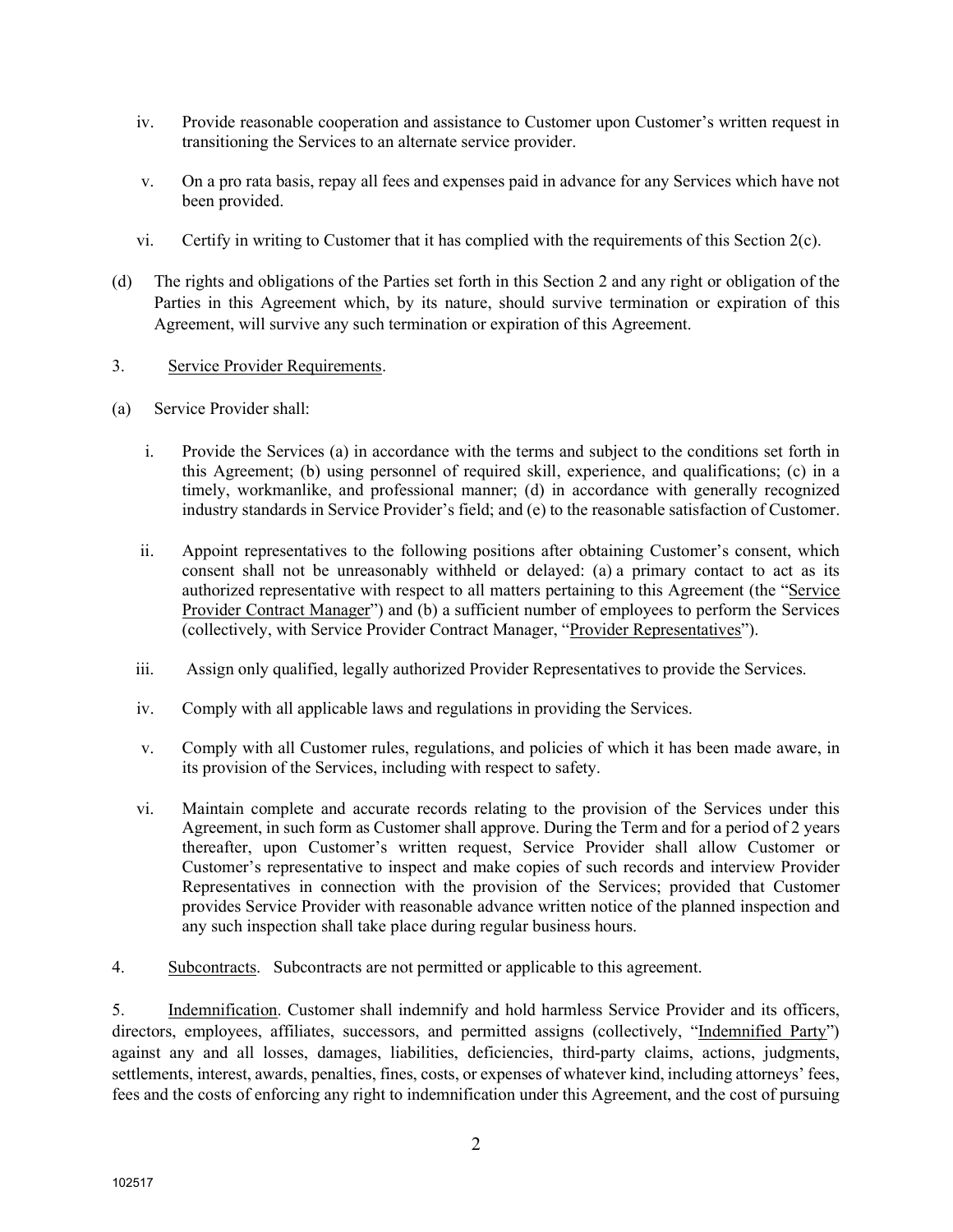iv. Provide reasonable cooperation and assistance to Customer upon Customer's written request in transitioning the Services to an alternate service provider.

v. On a pro rata basis, repay all fees and expenses paid in advance for any Services which have not been provided.

vi. Certify in writing to Customer that it has complied with the requirements of this Section 2(c).

(d) The rights and obligations of the Parties set forth in this Section 2 and any right or obligation of the Parties in this Agreement which, by its nature, should survive termination or expiration of this Agreement, will survive any such termination or expiration of this Agreement.

3. Service Provider Requirements.

(a) Service Provider shall:

i. Provide the Services (a) in accordance with the terms and subject to the conditions set forth in this Agreement; (b) using personnel of required skill, experience, and qualifications; (c) in a timely, workmanlike, and professional manner; (d) in accordance with generally recognized industry standards in Service Provider's field; and (e) to the reasonable satisfaction of Customer.

ii. Appoint representatives to the following positions after obtaining Customer's consent, which consent shall not be unreasonably withheld or delayed: (a) a primary contact to act as its authorized representative with respect to all matters pertaining to this Agreement (the "Service Provider Contract Manager") and (b) a sufficient number of employees to perform the Services (collectively, with Service Provider Contract Manager, "Provider Representatives").

iii. Assign only qualified, legally authorized Provider Representatives to provide the Services.

iv. Comply with all applicable laws and regulations in providing the Services.

v. Comply with all Customer rules, regulations, and policies of which it has been made aware, in its provision of the Services, including with respect to safety.

vi. Maintain complete and accurate records relating to the provision of the Services under this Agreement, in such form as Customer shall approve. During the Term and for a period of 2 years thereafter, upon Customer's written request, Service Provider shall allow Customer or Customer's representative to inspect and make copies of such records and interview Provider Representatives in connection with the provision of the Services; provided that Customer provides Service Provider with reasonable advance written notice of the planned inspection and any such inspection shall take place during regular business hours.

4. Subcontracts. Subcontracts are not permitted or applicable to this agreement.

5. Indemnification. Customer shall indemnify and hold harmless Service Provider and its officers, directors, employees, affiliates, successors, and permitted assigns (collectively, "Indemnified Party") against any and all losses, damages, liabilities, deficiencies, third-party claims, actions, judgments, settlements, interest, awards, penalties, fines, costs, or expenses of whatever kind, including attorneys' fees, fees and the costs of enforcing any right to indemnification under this Agreement, and the cost of pursuing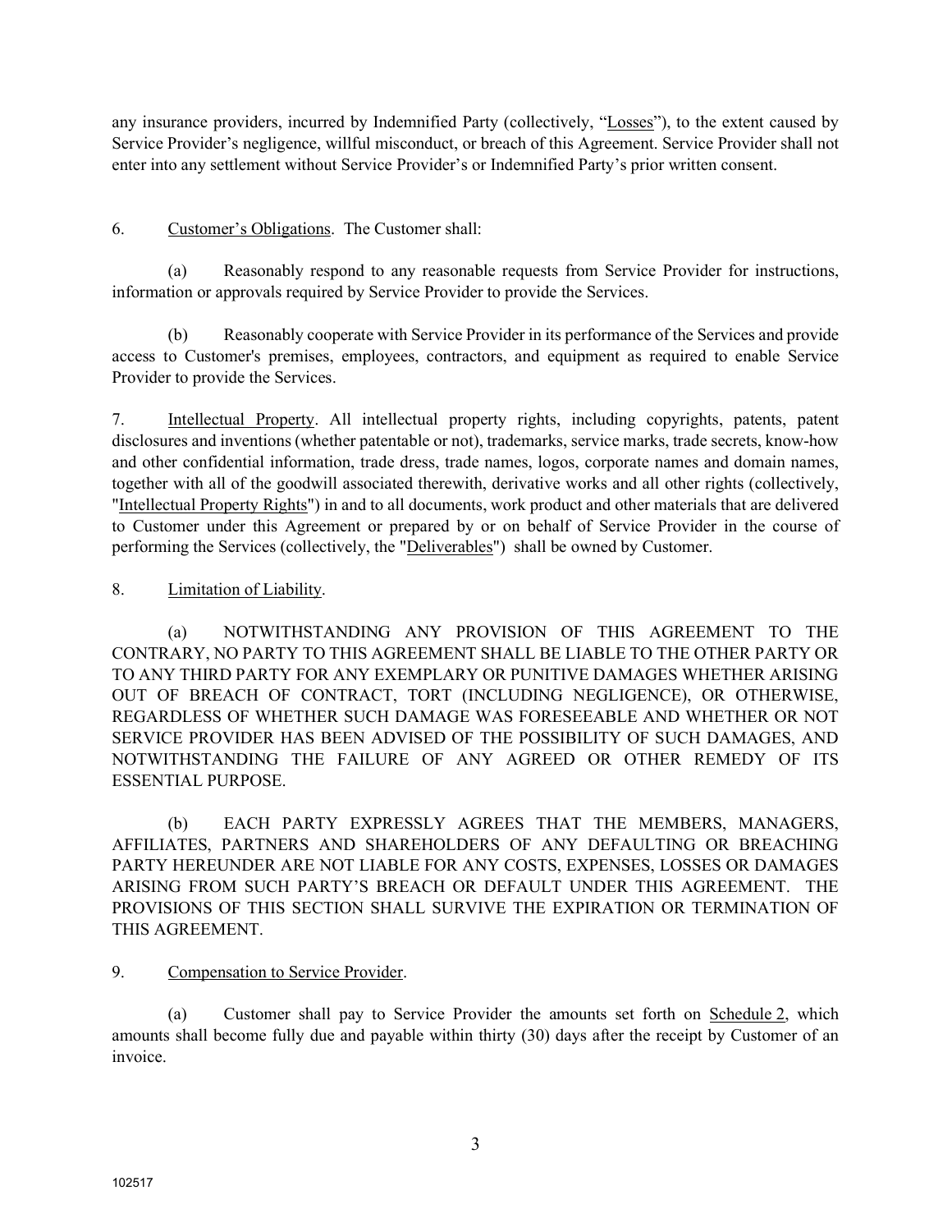any insurance providers, incurred by Indemnified Party (collectively, "Losses"), to the extent caused by Service Provider's negligence, willful misconduct, or breach of this Agreement. Service Provider shall not enter into any settlement without Service Provider's or Indemnified Party's prior written consent.

6. Customer's Obligations. The Customer shall:

(a) Reasonably respond to any reasonable requests from Service Provider for instructions, information or approvals required by Service Provider to provide the Services.

(b) Reasonably cooperate with Service Provider in its performance of the Services and provide access to Customer's premises, employees, contractors, and equipment as required to enable Service Provider to provide the Services.

7. Intellectual Property. All intellectual property rights, including copyrights, patents, patent disclosures and inventions (whether patentable or not), trademarks, service marks, trade secrets, know-how and other confidential information, trade dress, trade names, logos, corporate names and domain names, together with all of the goodwill associated therewith, derivative works and all other rights (collectively, "Intellectual Property Rights") in and to all documents, work product and other materials that are delivered to Customer under this Agreement or prepared by or on behalf of Service Provider in the course of performing the Services (collectively, the "Deliverables") shall be owned by Customer.

8. Limitation of Liability.

(a) NOTWITHSTANDING ANY PROVISION OF THIS AGREEMENT TO THE CONTRARY, NO PARTY TO THIS AGREEMENT SHALL BE LIABLE TO THE OTHER PARTY OR TO ANY THIRD PARTY FOR ANY EXEMPLARY OR PUNITIVE DAMAGES WHETHER ARISING OUT OF BREACH OF CONTRACT, TORT (INCLUDING NEGLIGENCE), OR OTHERWISE, REGARDLESS OF WHETHER SUCH DAMAGE WAS FORESEEABLE AND WHETHER OR NOT SERVICE PROVIDER HAS BEEN ADVISED OF THE POSSIBILITY OF SUCH DAMAGES, AND NOTWITHSTANDING THE FAILURE OF ANY AGREED OR OTHER REMEDY OF ITS ESSENTIAL PURPOSE.

(b) EACH PARTY EXPRESSLY AGREES THAT THE MEMBERS, MANAGERS, AFFILIATES, PARTNERS AND SHAREHOLDERS OF ANY DEFAULTING OR BREACHING PARTY HEREUNDER ARE NOT LIABLE FOR ANY COSTS, EXPENSES, LOSSES OR DAMAGES ARISING FROM SUCH PARTY'S BREACH OR DEFAULT UNDER THIS AGREEMENT. THE PROVISIONS OF THIS SECTION SHALL SURVIVE THE EXPIRATION OR TERMINATION OF THIS AGREEMENT.

9. Compensation to Service Provider.

(a) Customer shall pay to Service Provider the amounts set forth on Schedule 2, which amounts shall become fully due and payable within thirty (30) days after the receipt by Customer of an invoice.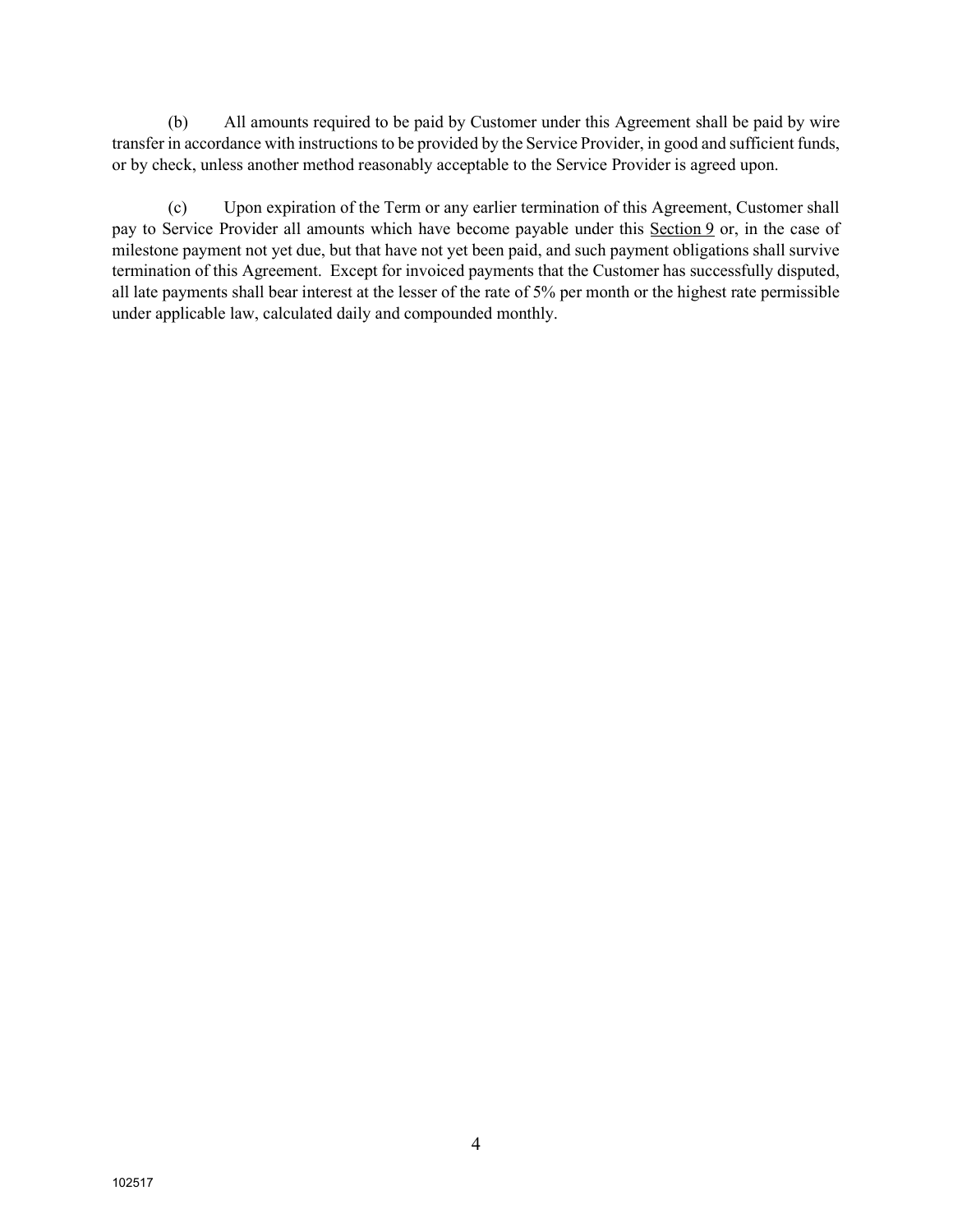(b) All amounts required to be paid by Customer under this Agreement shall be paid by wire transfer in accordance with instructions to be provided by the Service Provider, in good and sufficient funds, or by check, unless another method reasonably acceptable to the Service Provider is agreed upon.

(c) Upon expiration of the Term or any earlier termination of this Agreement, Customer shall pay to Service Provider all amounts which have become payable under this Section 9 or, in the case of milestone payment not yet due, but that have not yet been paid, and such payment obligations shall survive termination of this Agreement. Except for invoiced payments that the Customer has successfully disputed, all late payments shall bear interest at the lesser of the rate of 5% per month or the highest rate permissible under applicable law, calculated daily and compounded monthly.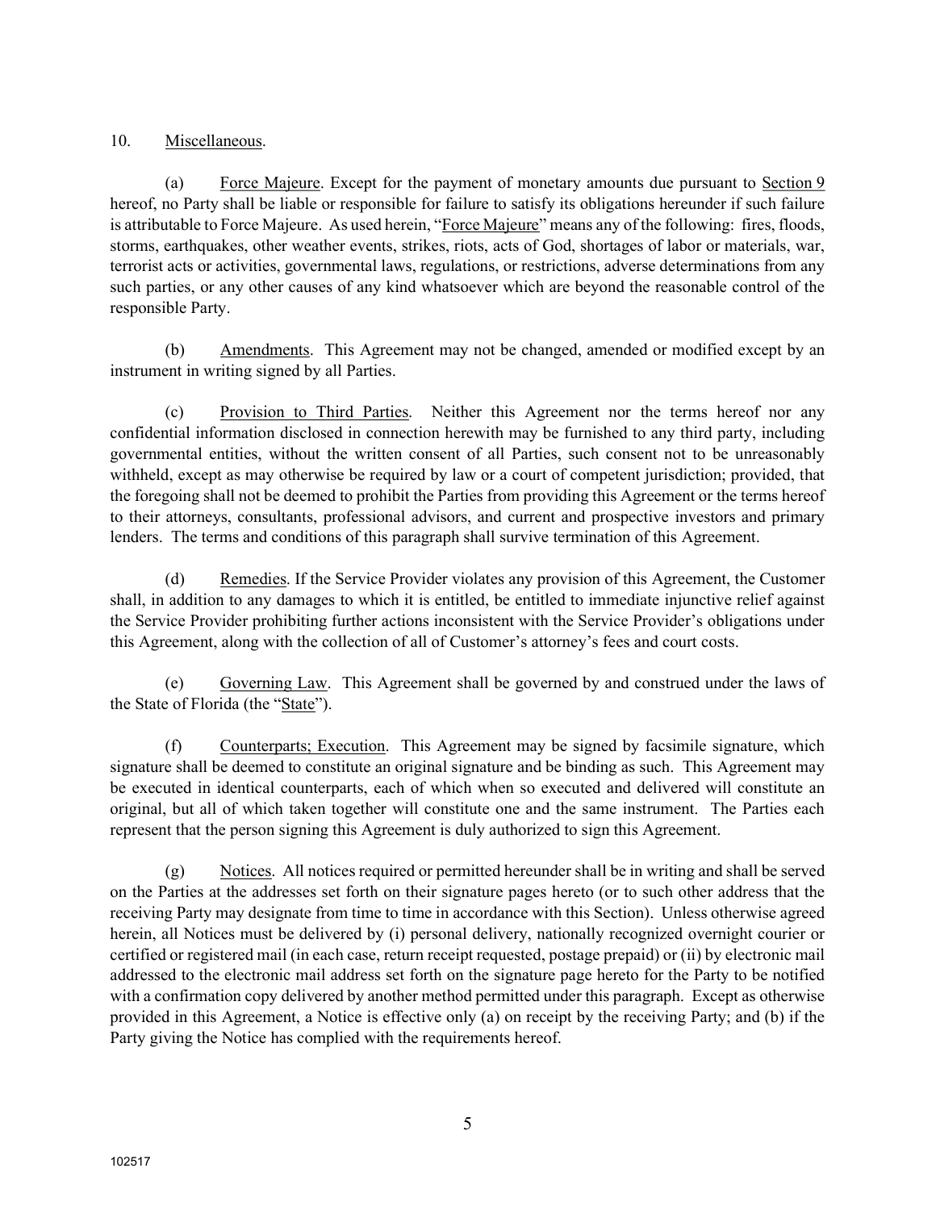10. Miscellaneous.

(a) Force Majeure. Except for the payment of monetary amounts due pursuant to Section 9 hereof, no Party shall be liable or responsible for failure to satisfy its obligations hereunder if such failure is attributable to Force Majeure. As used herein, "Force Majeure" means any of the following: fires, floods, storms, earthquakes, other weather events, strikes, riots, acts of God, shortages of labor or materials, war, terrorist acts or activities, governmental laws, regulations, or restrictions, adverse determinations from any such parties, or any other causes of any kind whatsoever which are beyond the reasonable control of the responsible Party.

(b) Amendments. This Agreement may not be changed, amended or modified except by an instrument in writing signed by all Parties.

(c) Provision to Third Parties. Neither this Agreement nor the terms hereof nor any confidential information disclosed in connection herewith may be furnished to any third party, including governmental entities, without the written consent of all Parties, such consent not to be unreasonably withheld, except as may otherwise be required by law or a court of competent jurisdiction; provided, that the foregoing shall not be deemed to prohibit the Parties from providing this Agreement or the terms hereof to their attorneys, consultants, professional advisors, and current and prospective investors and primary lenders. The terms and conditions of this paragraph shall survive termination of this Agreement.

(d) Remedies. If the Service Provider violates any provision of this Agreement, the Customer shall, in addition to any damages to which it is entitled, be entitled to immediate injunctive relief against the Service Provider prohibiting further actions inconsistent with the Service Provider's obligations under this Agreement, along with the collection of all of Customer's attorney's fees and court costs.

(e) Governing Law. This Agreement shall be governed by and construed under the laws of the State of Florida (the "State").

(f) Counterparts; Execution. This Agreement may be signed by facsimile signature, which signature shall be deemed to constitute an original signature and be binding as such. This Agreement may be executed in identical counterparts, each of which when so executed and delivered will constitute an original, but all of which taken together will constitute one and the same instrument. The Parties each represent that the person signing this Agreement is duly authorized to sign this Agreement.

(g) Notices. All notices required or permitted hereunder shall be in writing and shall be served on the Parties at the addresses set forth on their signature pages hereto (or to such other address that the receiving Party may designate from time to time in accordance with this Section). Unless otherwise agreed herein, all Notices must be delivered by (i) personal delivery, nationally recognized overnight courier or certified or registered mail (in each case, return receipt requested, postage prepaid) or (ii) by electronic mail addressed to the electronic mail address set forth on the signature page hereto for the Party to be notified with a confirmation copy delivered by another method permitted under this paragraph. Except as otherwise provided in this Agreement, a Notice is effective only (a) on receipt by the receiving Party; and (b) if the Party giving the Notice has complied with the requirements hereof.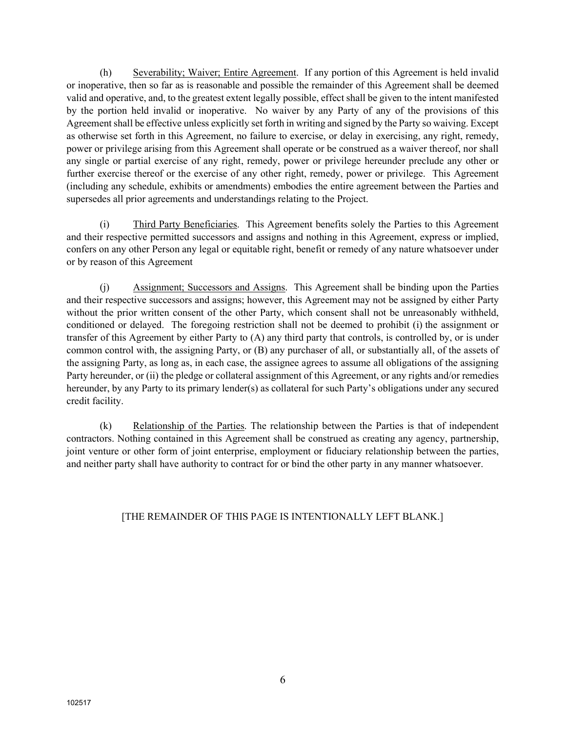(h) Severability; Waiver; Entire Agreement. If any portion of this Agreement is held invalid or inoperative, then so far as is reasonable and possible the remainder of this Agreement shall be deemed valid and operative, and, to the greatest extent legally possible, effect shall be given to the intent manifested by the portion held invalid or inoperative. No waiver by any Party of any of the provisions of this Agreement shall be effective unless explicitly set forth in writing and signed by the Party so waiving. Except as otherwise set forth in this Agreement, no failure to exercise, or delay in exercising, any right, remedy, power or privilege arising from this Agreement shall operate or be construed as a waiver thereof, nor shall any single or partial exercise of any right, remedy, power or privilege hereunder preclude any other or further exercise thereof or the exercise of any other right, remedy, power or privilege. This Agreement (including any schedule, exhibits or amendments) embodies the entire agreement between the Parties and supersedes all prior agreements and understandings relating to the Project.

(i) Third Party Beneficiaries. This Agreement benefits solely the Parties to this Agreement and their respective permitted successors and assigns and nothing in this Agreement, express or implied, confers on any other Person any legal or equitable right, benefit or remedy of any nature whatsoever under or by reason of this Agreement

(j) Assignment; Successors and Assigns. This Agreement shall be binding upon the Parties and their respective successors and assigns; however, this Agreement may not be assigned by either Party without the prior written consent of the other Party, which consent shall not be unreasonably withheld, conditioned or delayed. The foregoing restriction shall not be deemed to prohibit (i) the assignment or transfer of this Agreement by either Party to (A) any third party that controls, is controlled by, or is under common control with, the assigning Party, or (B) any purchaser of all, or substantially all, of the assets of the assigning Party, as long as, in each case, the assignee agrees to assume all obligations of the assigning Party hereunder, or (ii) the pledge or collateral assignment of this Agreement, or any rights and/or remedies hereunder, by any Party to its primary lender(s) as collateral for such Party's obligations under any secured credit facility.

(k) Relationship of the Parties. The relationship between the Parties is that of independent contractors. Nothing contained in this Agreement shall be construed as creating any agency, partnership, joint venture or other form of joint enterprise, employment or fiduciary relationship between the parties, and neither party shall have authority to contract for or bind the other party in any manner whatsoever.

[THE REMAINDER OF THIS PAGE IS INTENTIONALLY LEFT BLANK.]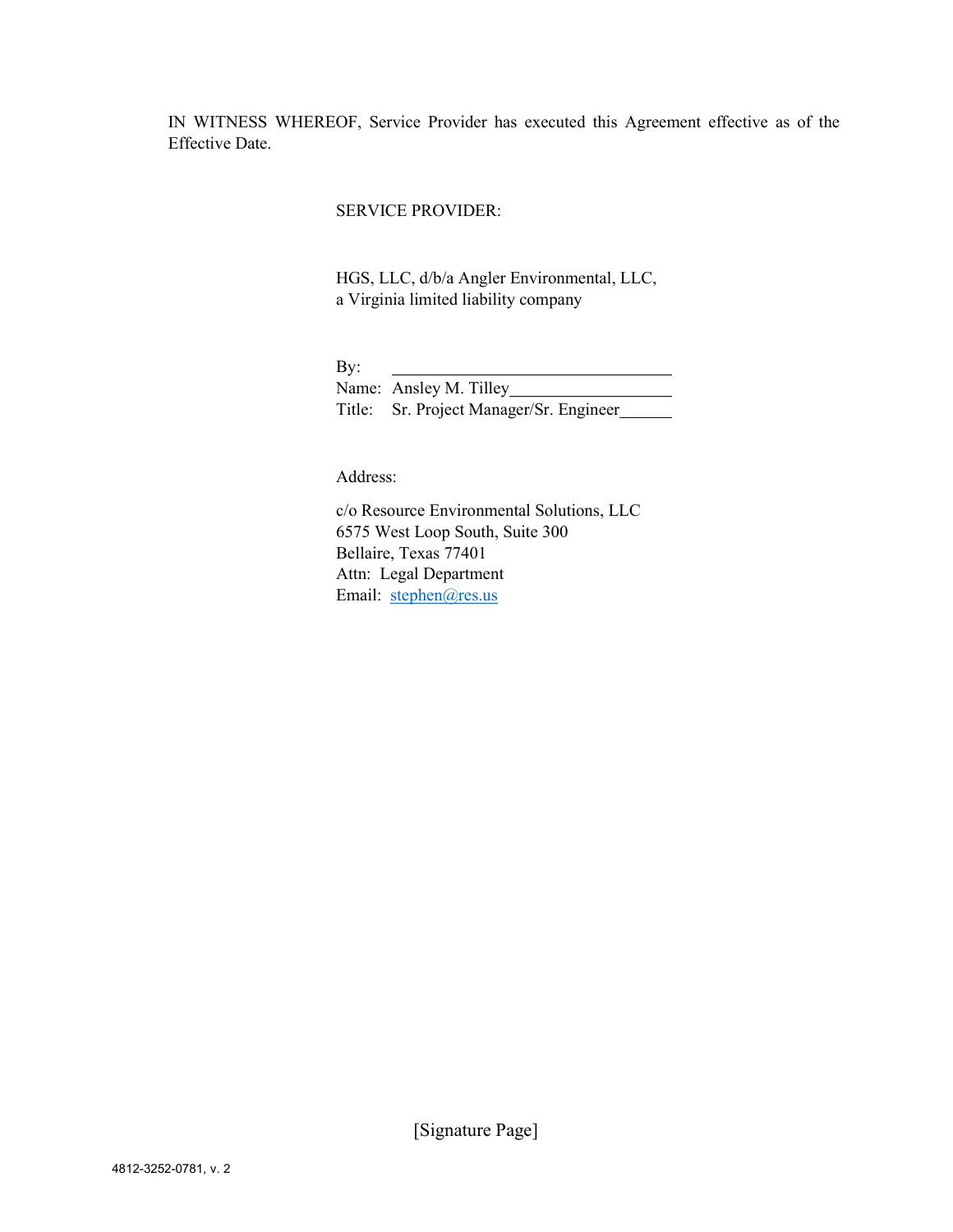IN WITNESS WHEREOF, Service Provider has executed this Agreement effective as of the Effective Date.

SERVICE PROVIDER:

HGS, LLC, d/b/a Angler Environmental, LLC,
a Virginia limited liability company

By: ______________________________
Name: Ansley M. Tilley__________________
Title: Sr. Project Manager/Sr. Engineer______

Address:

c/o Resource Environmental Solutions, LLC
6575 West Loop South, Suite 300
Bellaire, Texas 77401
Attn: Legal Department
Email: stephen@res.us

[Signature Page]

4812-3252-0781, v. 2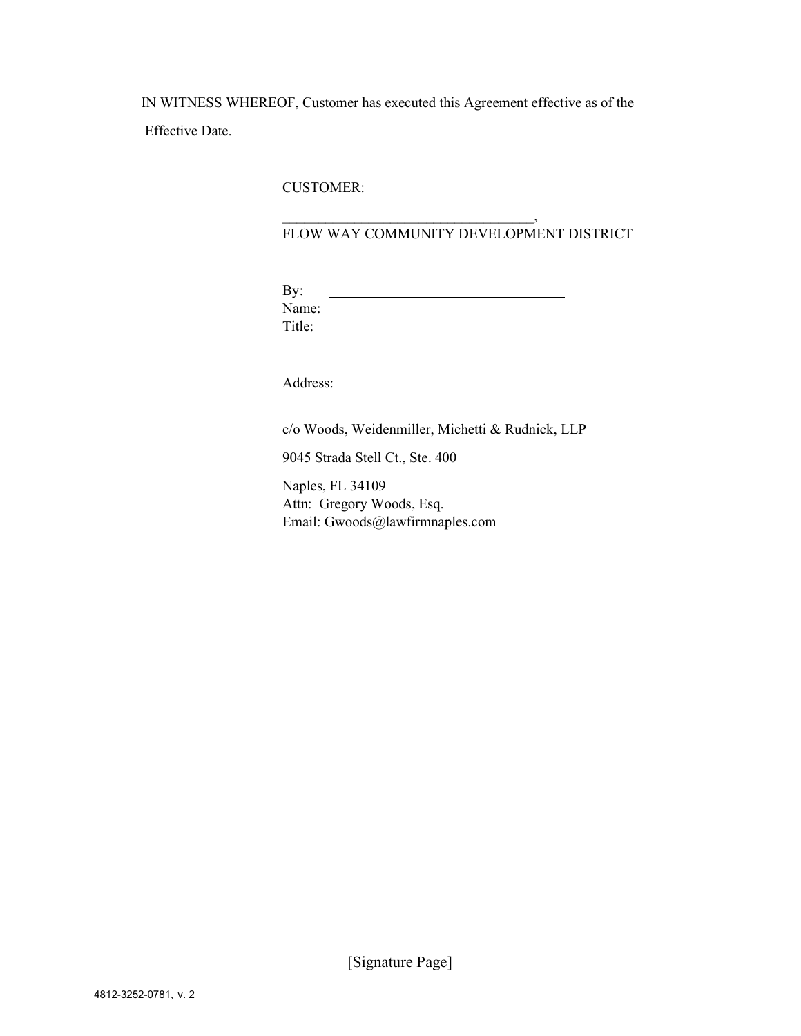IN WITNESS WHEREOF, Customer has executed this Agreement effective as of the Effective Date.

CUSTOMER:

___________________________________,
FLOW WAY COMMUNITY DEVELOPMENT DISTRICT

By: ________________________________
Name:
Title:

Address:

c/o Woods, Weidenmiller, Michetti & Rudnick, LLP

9045 Strada Stell Ct., Ste. 400

Naples, FL 34109
Attn: Gregory Woods, Esq.
Email: Gwoods@lawfirmnaples.com

[Signature Page]

4812-3252-0781, v. 2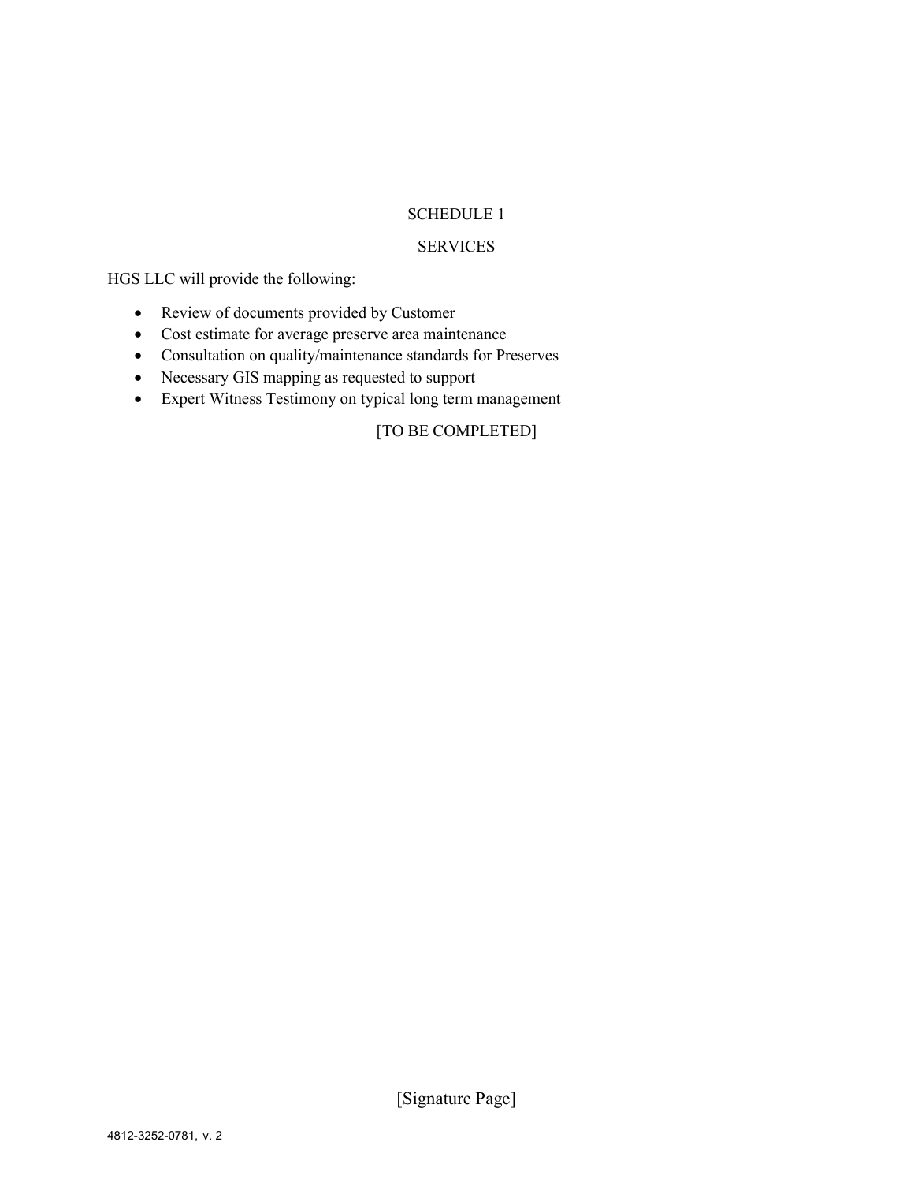<u>SCHEDULE 1</u>

SERVICES

HGS LLC will provide the following:

- Review of documents provided by Customer
- Cost estimate for average preserve area maintenance
- Consultation on quality/maintenance standards for Preserves
- Necessary GIS mapping as requested to support
- Expert Witness Testimony on typical long term management

[TO BE COMPLETED]

[Signature Page]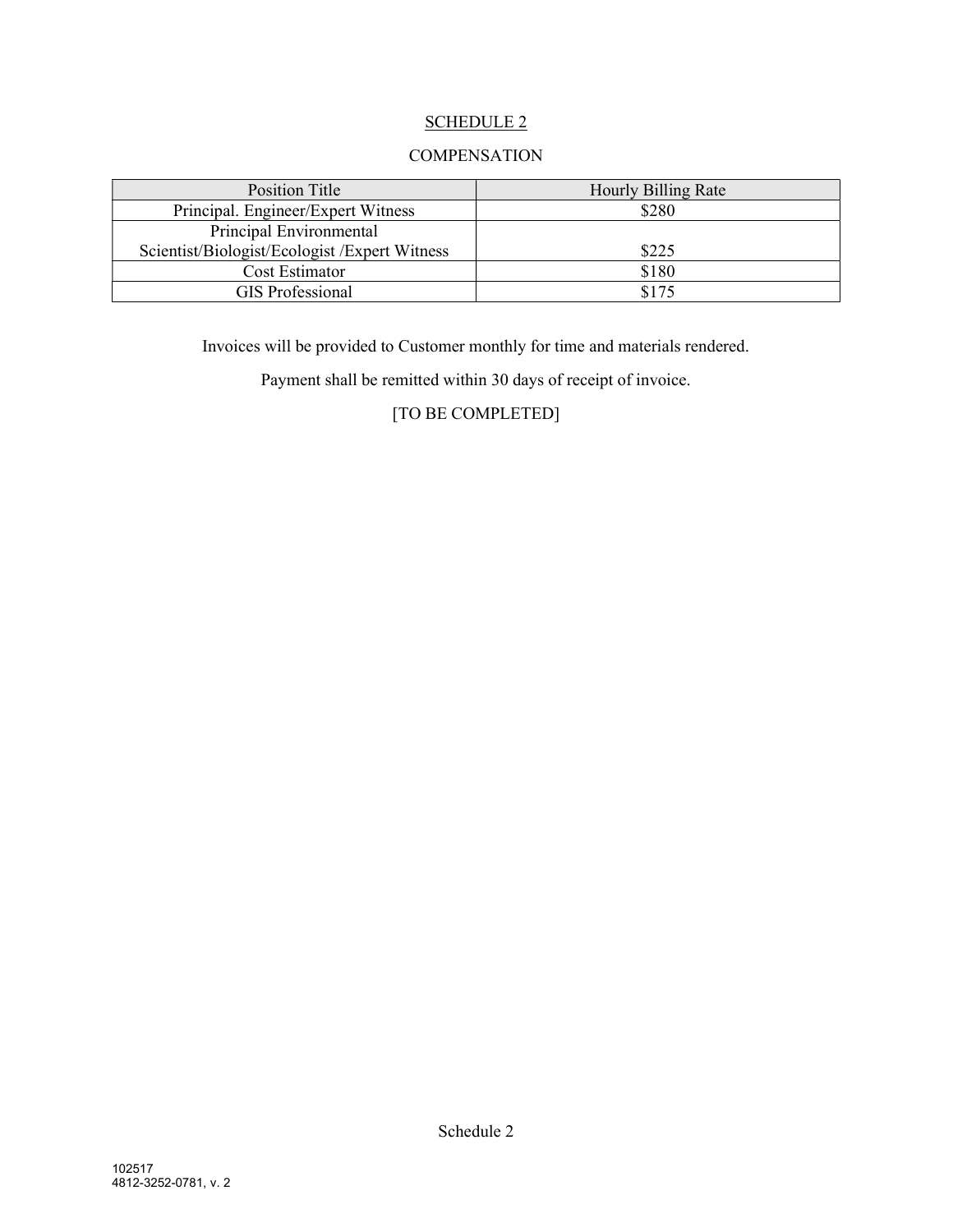## SCHEDULE 2

### COMPENSATION

| Position Title | Hourly Billing Rate |
|---|---|
| Principal. Engineer/Expert Witness | $280 |
| Principal Environmental Scientist/Biologist/Ecologist /Expert Witness | $225 |
| Cost Estimator | $180 |
| GIS Professional | $175 |

Invoices will be provided to Customer monthly for time and materials rendered.

Payment shall be remitted within 30 days of receipt of invoice.

[TO BE COMPLETED]

102517
4812-3252-0781, v. 2